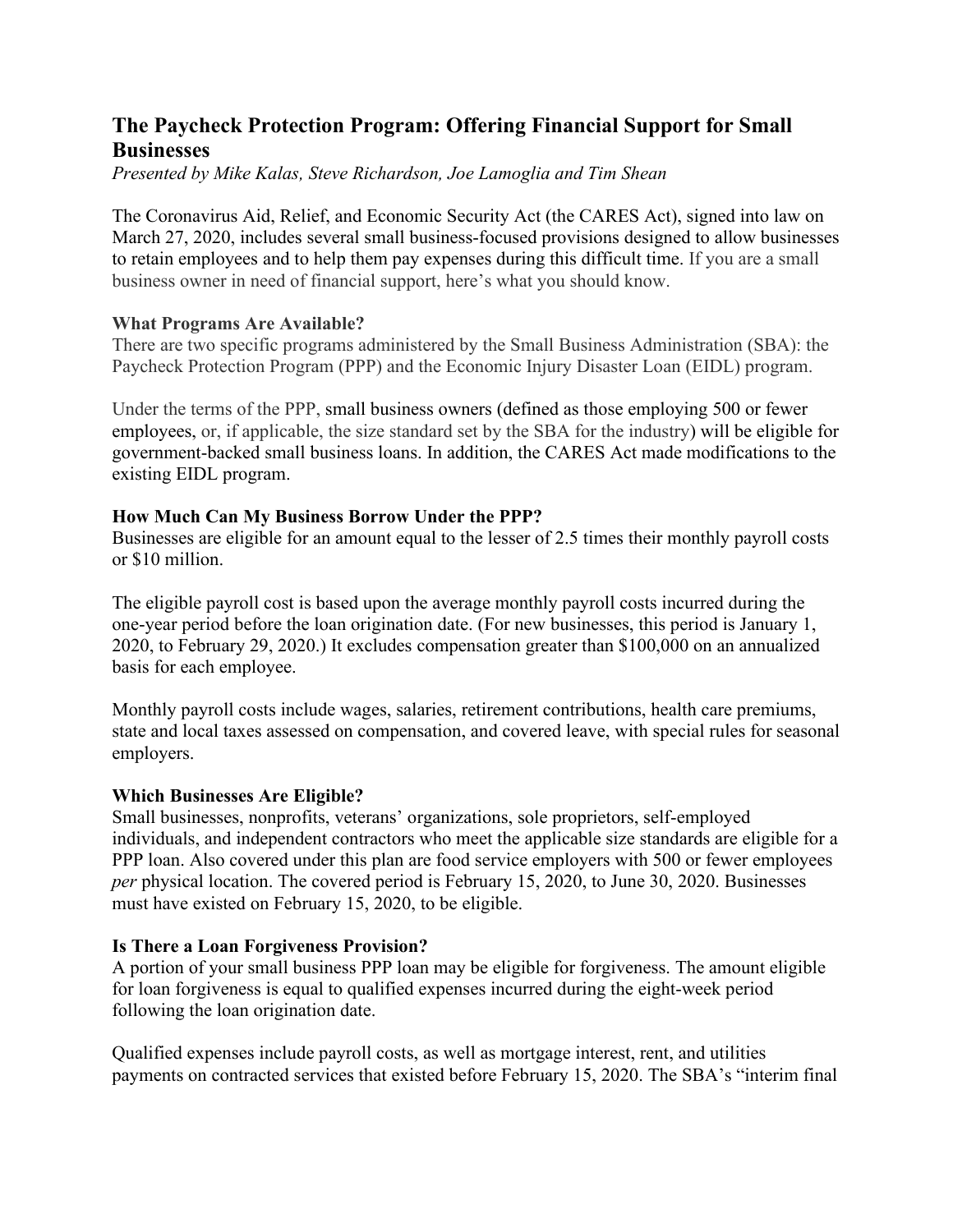# The Paycheck Protection Program: Offering Financial Support for Small Businesses

*Presented by Mike Kalas, Steve Richardson, Joe Lamoglia and Tim Shean*

The Coronavirus Aid, Relief, and Economic Security Act (the CARES Act), signed into law on March 27, 2020, includes several small business-focused provisions designed to allow businesses to retain employees and to help them pay expenses during this difficult time. If you are a small business owner in need of financial support, here's what you should know.

### What Programs Are Available?

There are two specific programs administered by the Small Business Administration (SBA): the Paycheck Protection Program (PPP) and the Economic Injury Disaster Loan (EIDL) program.

Under the terms of the PPP, small business owners (defined as those employing 500 or fewer employees, or, if applicable, the size standard set by the SBA for the industry) will be eligible for government-backed small business loans. In addition, the CARES Act made modifications to the existing EIDL program.

### How Much Can My Business Borrow Under the PPP?

Businesses are eligible for an amount equal to the lesser of 2.5 times their monthly payroll costs or $10 million.

The eligible payroll cost is based upon the average monthly payroll costs incurred during the one-year period before the loan origination date. (For new businesses, this period is January 1, 2020, to February 29, 2020.) It excludes compensation greater than $100,000 on an annualized basis for each employee.

Monthly payroll costs include wages, salaries, retirement contributions, health care premiums, state and local taxes assessed on compensation, and covered leave, with special rules for seasonal employers.

### Which Businesses Are Eligible?

Small businesses, nonprofits, veterans' organizations, sole proprietors, self-employed individuals, and independent contractors who meet the applicable size standards are eligible for a PPP loan. Also covered under this plan are food service employers with 500 or fewer employees *per* physical location. The covered period is February 15, 2020, to June 30, 2020. Businesses must have existed on February 15, 2020, to be eligible.

### Is There a Loan Forgiveness Provision?

A portion of your small business PPP loan may be eligible for forgiveness. The amount eligible for loan forgiveness is equal to qualified expenses incurred during the eight-week period following the loan origination date.

Qualified expenses include payroll costs, as well as mortgage interest, rent, and utilities payments on contracted services that existed before February 15, 2020. The SBA's "interim final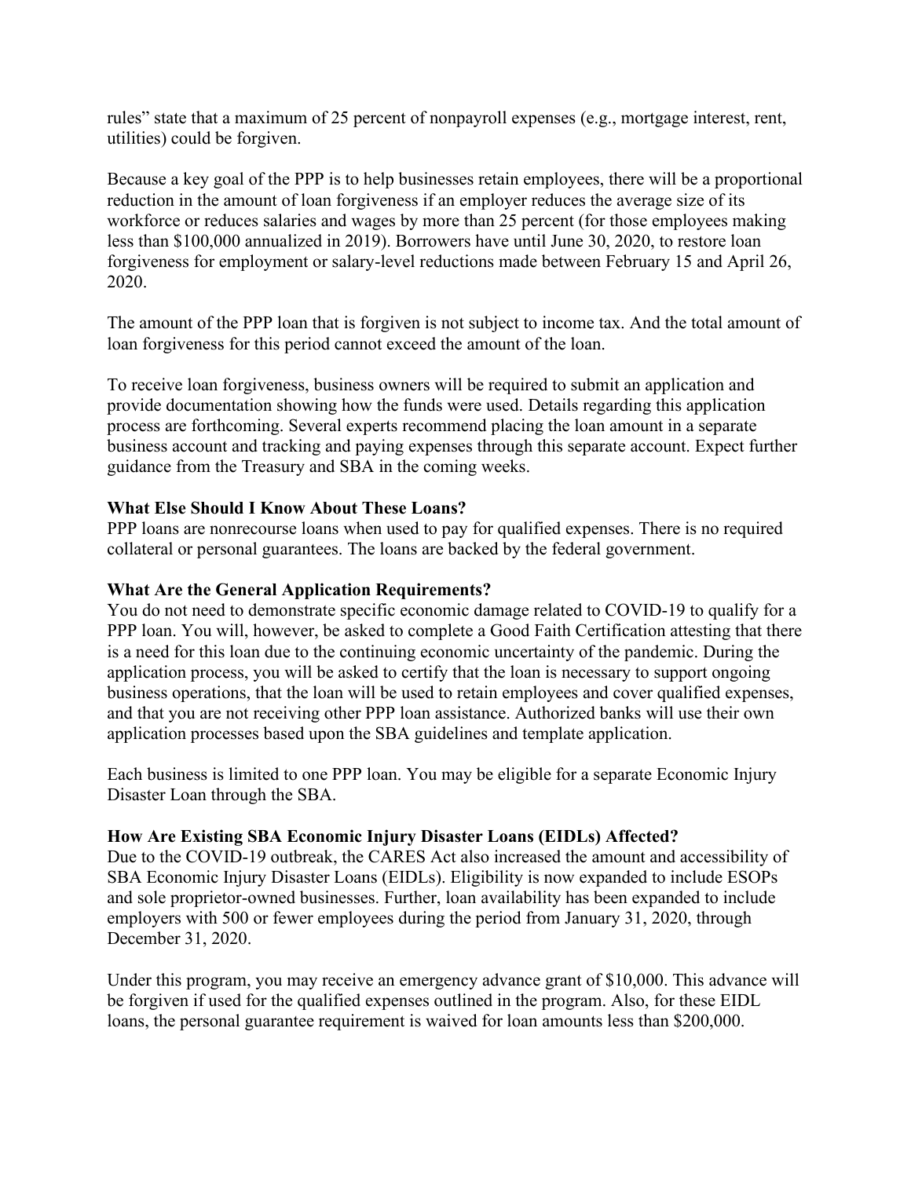rules" state that a maximum of 25 percent of nonpayroll expenses (e.g., mortgage interest, rent, utilities) could be forgiven.

Because a key goal of the PPP is to help businesses retain employees, there will be a proportional reduction in the amount of loan forgiveness if an employer reduces the average size of its workforce or reduces salaries and wages by more than 25 percent (for those employees making less than $100,000 annualized in 2019). Borrowers have until June 30, 2020, to restore loan forgiveness for employment or salary-level reductions made between February 15 and April 26, 2020.

The amount of the PPP loan that is forgiven is not subject to income tax. And the total amount of loan forgiveness for this period cannot exceed the amount of the loan.

To receive loan forgiveness, business owners will be required to submit an application and provide documentation showing how the funds were used. Details regarding this application process are forthcoming. Several experts recommend placing the loan amount in a separate business account and tracking and paying expenses through this separate account. Expect further guidance from the Treasury and SBA in the coming weeks.

**What Else Should I Know About These Loans?**

PPP loans are nonrecourse loans when used to pay for qualified expenses. There is no required collateral or personal guarantees. The loans are backed by the federal government.

**What Are the General Application Requirements?**

You do not need to demonstrate specific economic damage related to COVID-19 to qualify for a PPP loan. You will, however, be asked to complete a Good Faith Certification attesting that there is a need for this loan due to the continuing economic uncertainty of the pandemic. During the application process, you will be asked to certify that the loan is necessary to support ongoing business operations, that the loan will be used to retain employees and cover qualified expenses, and that you are not receiving other PPP loan assistance. Authorized banks will use their own application processes based upon the SBA guidelines and template application.

Each business is limited to one PPP loan. You may be eligible for a separate Economic Injury Disaster Loan through the SBA.

**How Are Existing SBA Economic Injury Disaster Loans (EIDLs) Affected?**

Due to the COVID-19 outbreak, the CARES Act also increased the amount and accessibility of SBA Economic Injury Disaster Loans (EIDLs). Eligibility is now expanded to include ESOPs and sole proprietor-owned businesses. Further, loan availability has been expanded to include employers with 500 or fewer employees during the period from January 31, 2020, through December 31, 2020.

Under this program, you may receive an emergency advance grant of $10,000. This advance will be forgiven if used for the qualified expenses outlined in the program. Also, for these EIDL loans, the personal guarantee requirement is waived for loan amounts less than $200,000.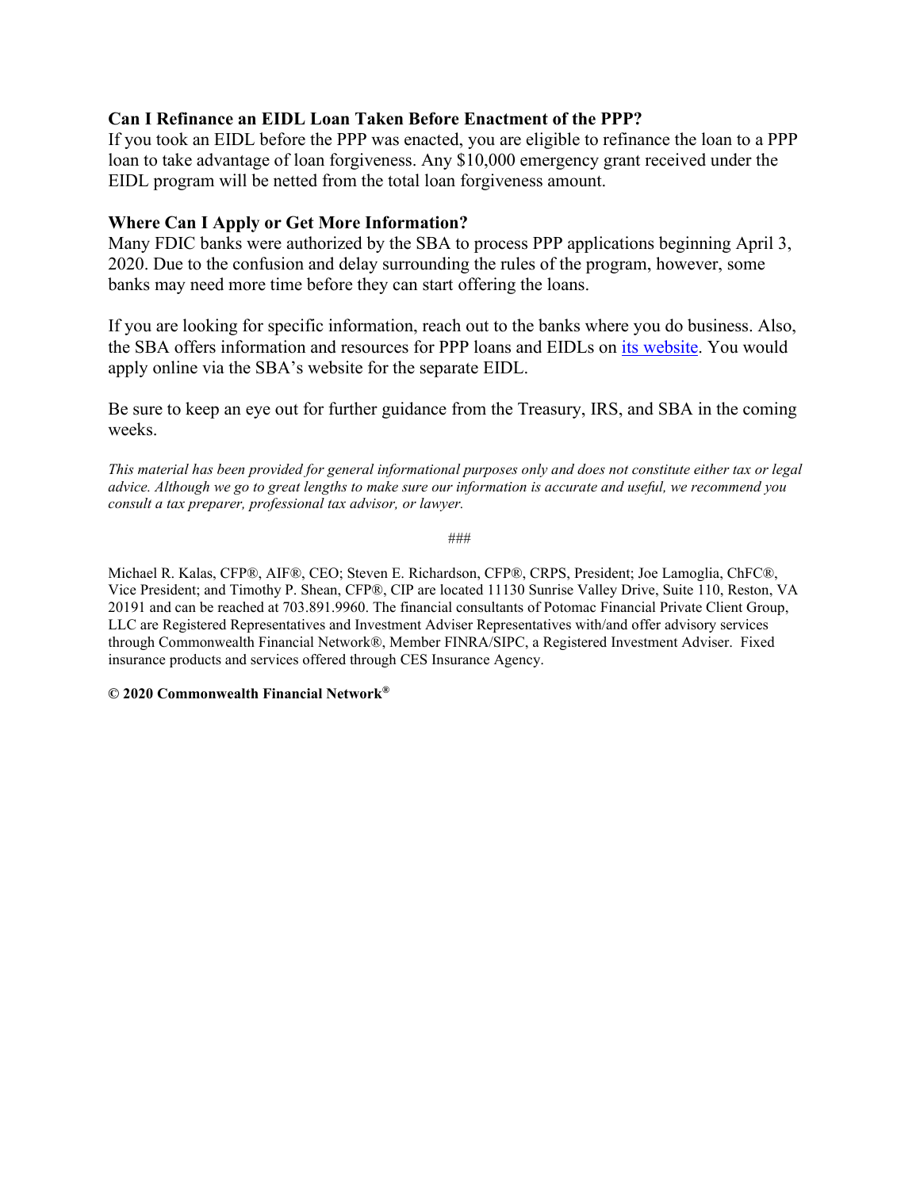### Can I Refinance an EIDL Loan Taken Before Enactment of the PPP?

If you took an EIDL before the PPP was enacted, you are eligible to refinance the loan to a PPP loan to take advantage of loan forgiveness. Any $10,000 emergency grant received under the EIDL program will be netted from the total loan forgiveness amount.

### Where Can I Apply or Get More Information?

Many FDIC banks were authorized by the SBA to process PPP applications beginning April 3, 2020. Due to the confusion and delay surrounding the rules of the program, however, some banks may need more time before they can start offering the loans.

If you are looking for specific information, reach out to the banks where you do business. Also, the SBA offers information and resources for PPP loans and EIDLs on its website. You would apply online via the SBA's website for the separate EIDL.

Be sure to keep an eye out for further guidance from the Treasury, IRS, and SBA in the coming weeks.

*This material has been provided for general informational purposes only and does not constitute either tax or legal advice. Although we go to great lengths to make sure our information is accurate and useful, we recommend you consult a tax preparer, professional tax advisor, or lawyer.*

###

Michael R. Kalas, CFP®, AIF®, CEO; Steven E. Richardson, CFP®, CRPS, President; Joe Lamoglia, ChFC®, Vice President; and Timothy P. Shean, CFP®, CIP are located 11130 Sunrise Valley Drive, Suite 110, Reston, VA 20191 and can be reached at 703.891.9960. The financial consultants of Potomac Financial Private Client Group, LLC are Registered Representatives and Investment Adviser Representatives with/and offer advisory services through Commonwealth Financial Network®, Member FINRA/SIPC, a Registered Investment Adviser. Fixed insurance products and services offered through CES Insurance Agency.

**© 2020 Commonwealth Financial Network®**